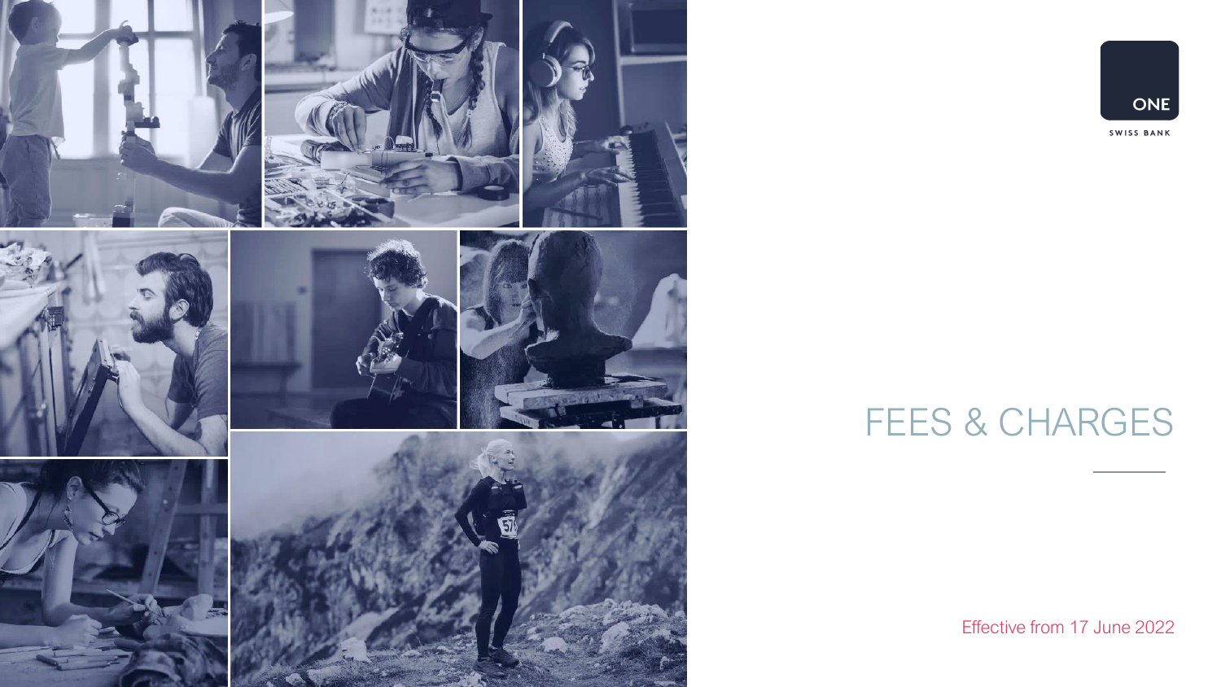ONE

SWISS BANK

# FEES & CHARGES

Effective from 17 June 2022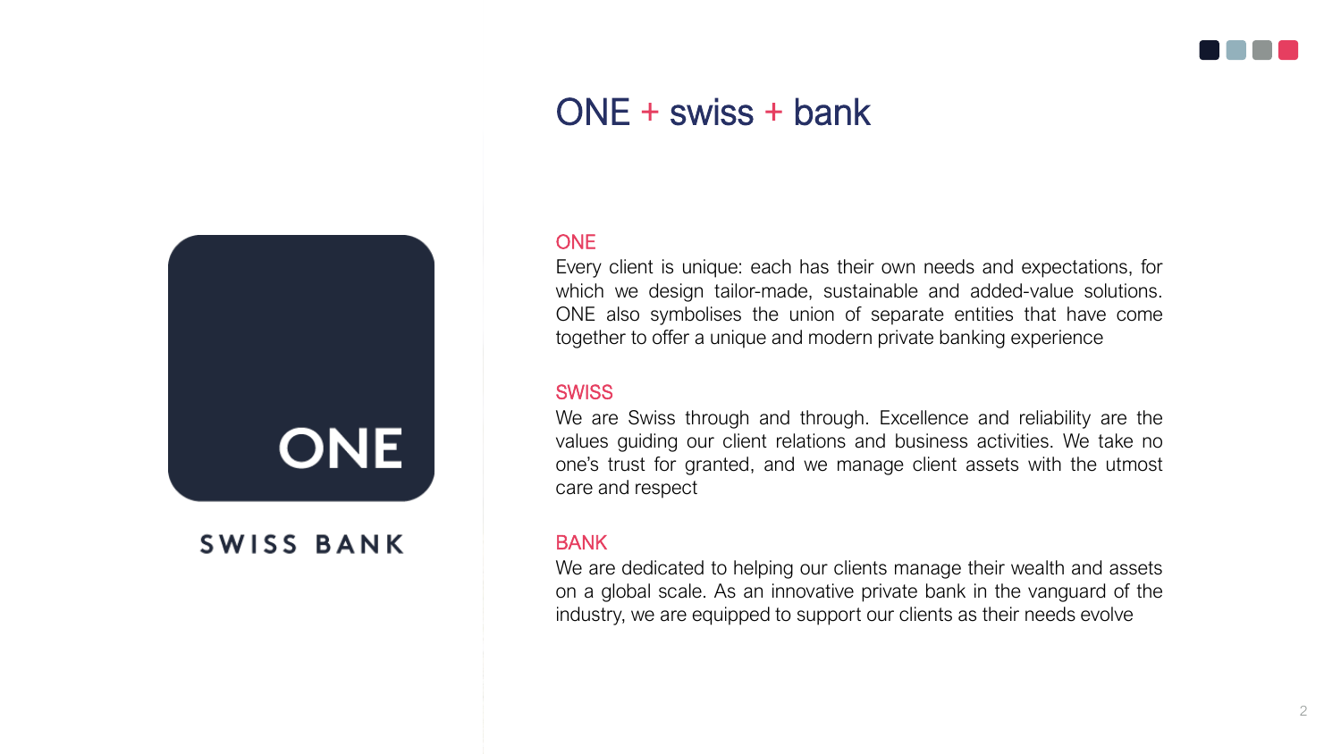ONE

SWISS BANK

# ONE + swiss + bank

## ONE

Every client is unique: each has their own needs and expectations, for which we design tailor-made, sustainable and added-value solutions. ONE also symbolises the union of separate entities that have come together to offer a unique and modern private banking experience

## SWISS

We are Swiss through and through. Excellence and reliability are the values guiding our client relations and business activities. We take no one's trust for granted, and we manage client assets with the utmost care and respect

## BANK

We are dedicated to helping our clients manage their wealth and assets on a global scale. As an innovative private bank in the vanguard of the industry, we are equipped to support our clients as their needs evolve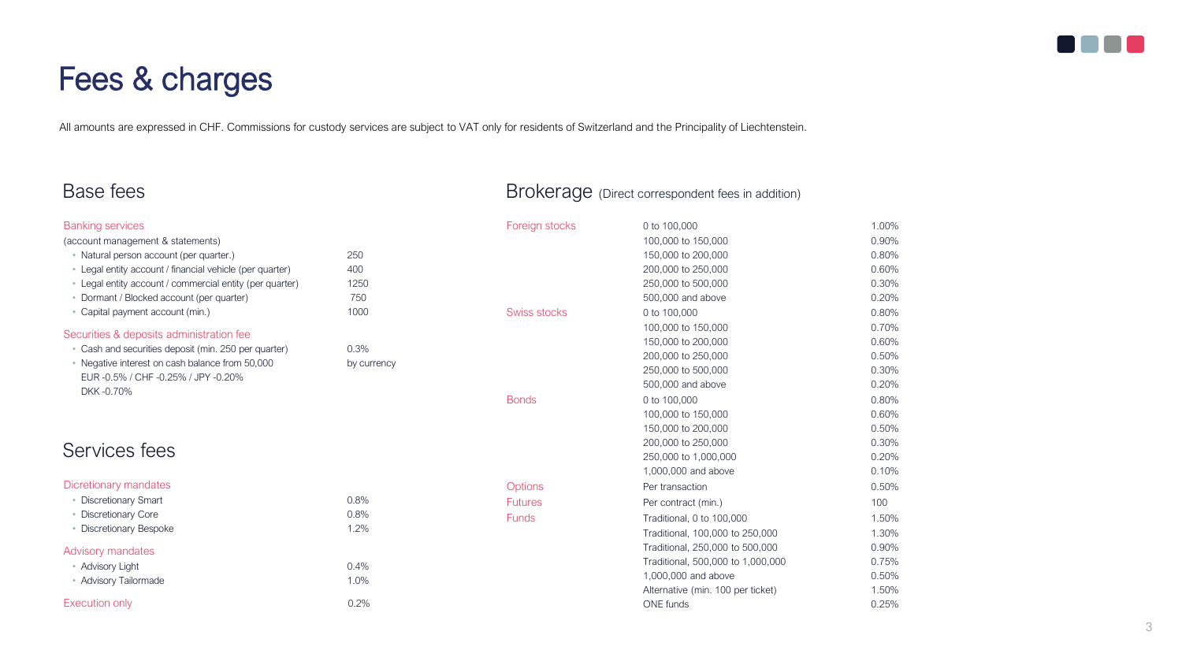# Fees & charges

All amounts are expressed in CHF. Commissions for custody services are subject to VAT only for residents of Switzerland and the Principality of Liechtenstein.

## Base fees

**Banking services**
(account management & statements)

| | |
|---|---|
| Natural person account (per quarter.) | 250 |
| Legal entity account / financial vehicle (per quarter) | 400 |
| Legal entity account / commercial entity (per quarter) | 1250 |
| Dormant / Blocked account (per quarter) | 750 |
| Capital payment account (min.) | 1000 |

**Securities & deposits administration fee**

| | |
|---|---|
| Cash and securities deposit (min. 250 per quarter) | 0.3% |
| Negative interest on cash balance from 50,000<br>EUR -0.5% / CHF -0.25% / JPY -0.20%<br>DKK -0.70% | by currency |

## Services fees

**Dicretionary mandates**

| | |
|---|---|
| Discretionary Smart | 0.8% |
| Discretionary Core | 0.8% |
| Discretionary Bespoke | 1.2% |

**Advisory mandates**

| | |
|---|---|
| Advisory Light | 0.4% |
| Advisory Tailormade | 1.0% |

| | |
|---|---|
| **Execution only** | 0.2% |

## Brokerage (Direct correspondent fees in addition)

| | | |
|---|---|---|
| Foreign stocks | 0 to 100,000 | 1.00% |
| | 100,000 to 150,000 | 0.90% |
| | 150,000 to 200,000 | 0.80% |
| | 200,000 to 250,000 | 0.60% |
| | 250,000 to 500,000 | 0.30% |
| | 500,000 and above | 0.20% |
| Swiss stocks | 0 to 100,000 | 0.80% |
| | 100,000 to 150,000 | 0.70% |
| | 150,000 to 200,000 | 0.60% |
| | 200,000 to 250,000 | 0.50% |
| | 250,000 to 500,000 | 0.30% |
| | 500,000 and above | 0.20% |
| Bonds | 0 to 100,000 | 0.80% |
| | 100,000 to 150,000 | 0.60% |
| | 150,000 to 200,000 | 0.50% |
| | 200,000 to 250,000 | 0.30% |
| | 250,000 to 1,000,000 | 0.20% |
| | 1,000,000 and above | 0.10% |
| Options | Per transaction | 0.50% |
| Futures | Per contract (min.) | 100 |
| Funds | Traditional, 0 to 100,000 | 1.50% |
| | Traditional, 100,000 to 250,000 | 1.30% |
| | Traditional, 250,000 to 500,000 | 0.90% |
| | Traditional, 500,000 to 1,000,000 | 0.75% |
| | 1,000,000 and above | 0.50% |
| | Alternative (min. 100 per ticket) | 1.50% |
| | ONE funds | 0.25% |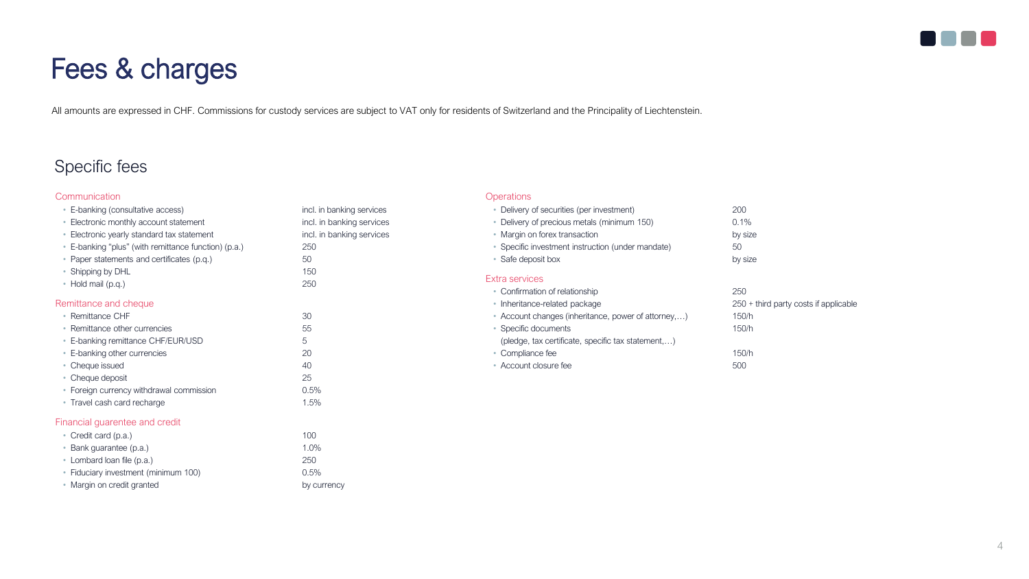# Fees & charges

All amounts are expressed in CHF. Commissions for custody services are subject to VAT only for residents of Switzerland and the Principality of Liechtenstein.

## Specific fees

### Communication

| | |
|---|---|
| E-banking (consultative access) | incl. in banking services |
| Electronic monthly account statement | incl. in banking services |
| Electronic yearly standard tax statement | incl. in banking services |
| E-banking "plus" (with remittance function) (p.a.) | 250 |
| Paper statements and certificates (p.q.) | 50 |
| Shipping by DHL | 150 |
| Hold mail (p.q.) | 250 |

### Remittance and cheque

| | |
|---|---|
| Remittance CHF | 30 |
| Remittance other currencies | 55 |
| E-banking remittance CHF/EUR/USD | 5 |
| E-banking other currencies | 20 |
| Cheque issued | 40 |
| Cheque deposit | 25 |
| Foreign currency withdrawal commission | 0.5% |
| Travel cash card recharge | 1.5% |

### Financial guarentee and credit

| | |
|---|---|
| Credit card (p.a.) | 100 |
| Bank guarantee (p.a.) | 1.0% |
| Lombard loan file (p.a.) | 250 |
| Fiduciary investment (minimum 100) | 0.5% |
| Margin on credit granted | by currency |

### Operations

| | |
|---|---|
| Delivery of securities (per investment) | 200 |
| Delivery of precious metals (minimum 150) | 0.1% |
| Margin on forex transaction | by size |
| Specific investment instruction (under mandate) | 50 |
| Safe deposit box | by size |

### Extra services

| | |
|---|---|
| Confirmation of relationship | 250 |
| Inheritance-related package | 250 + third party costs if applicable |
| Account changes (inheritance, power of attorney,…) | 150/h |
| Specific documents (pledge, tax certificate, specific tax statement,…) | 150/h |
| Compliance fee | 150/h |
| Account closure fee | 500 |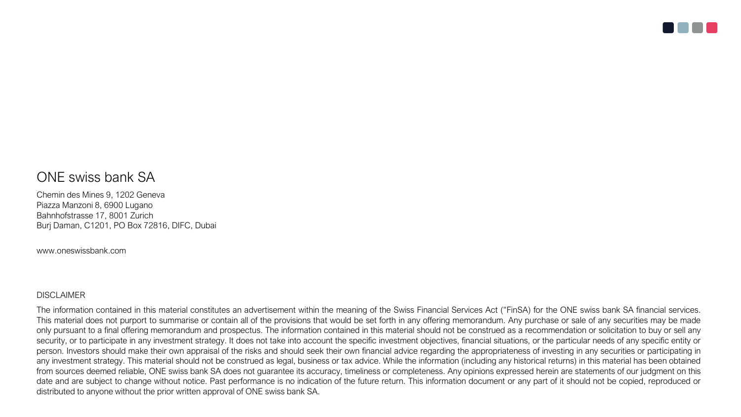# ONE swiss bank SA

Chemin des Mines 9, 1202 Geneva
Piazza Manzoni 8, 6900 Lugano
Bahnhofstrasse 17, 8001 Zurich
Burj Daman, C1201, PO Box 72816, DIFC, Dubai

www.oneswissbank.com

DISCLAIMER

The information contained in this material constitutes an advertisement within the meaning of the Swiss Financial Services Act ("FinSA) for the ONE swiss bank SA financial services. This material does not purport to summarise or contain all of the provisions that would be set forth in any offering memorandum. Any purchase or sale of any securities may be made only pursuant to a final offering memorandum and prospectus. The information contained in this material should not be construed as a recommendation or solicitation to buy or sell any security, or to participate in any investment strategy. It does not take into account the specific investment objectives, financial situations, or the particular needs of any specific entity or person. Investors should make their own appraisal of the risks and should seek their own financial advice regarding the appropriateness of investing in any securities or participating in any investment strategy. This material should not be construed as legal, business or tax advice. While the information (including any historical returns) in this material has been obtained from sources deemed reliable, ONE swiss bank SA does not guarantee its accuracy, timeliness or completeness. Any opinions expressed herein are statements of our judgment on this date and are subject to change without notice. Past performance is no indication of the future return. This information document or any part of it should not be copied, reproduced or distributed to anyone without the prior written approval of ONE swiss bank SA.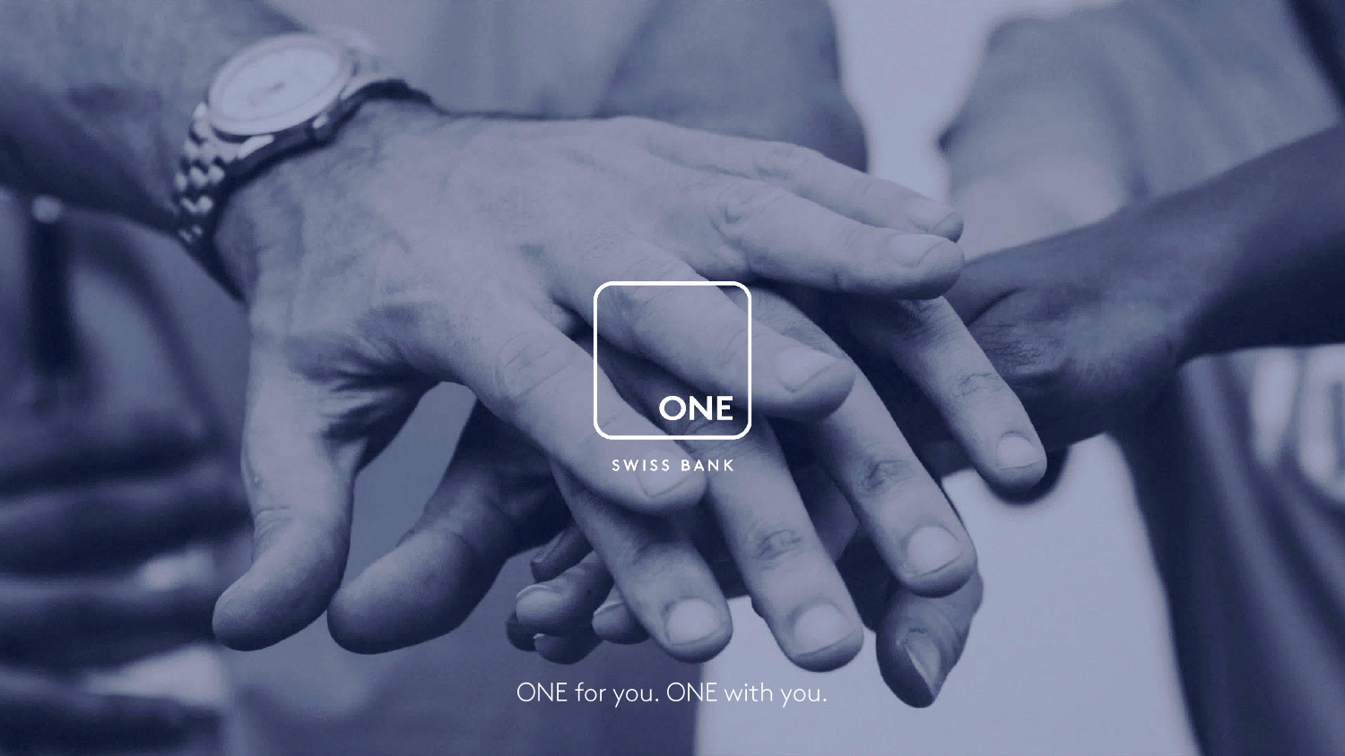ONE

SWISS BANK

ONE for you. ONE with you.